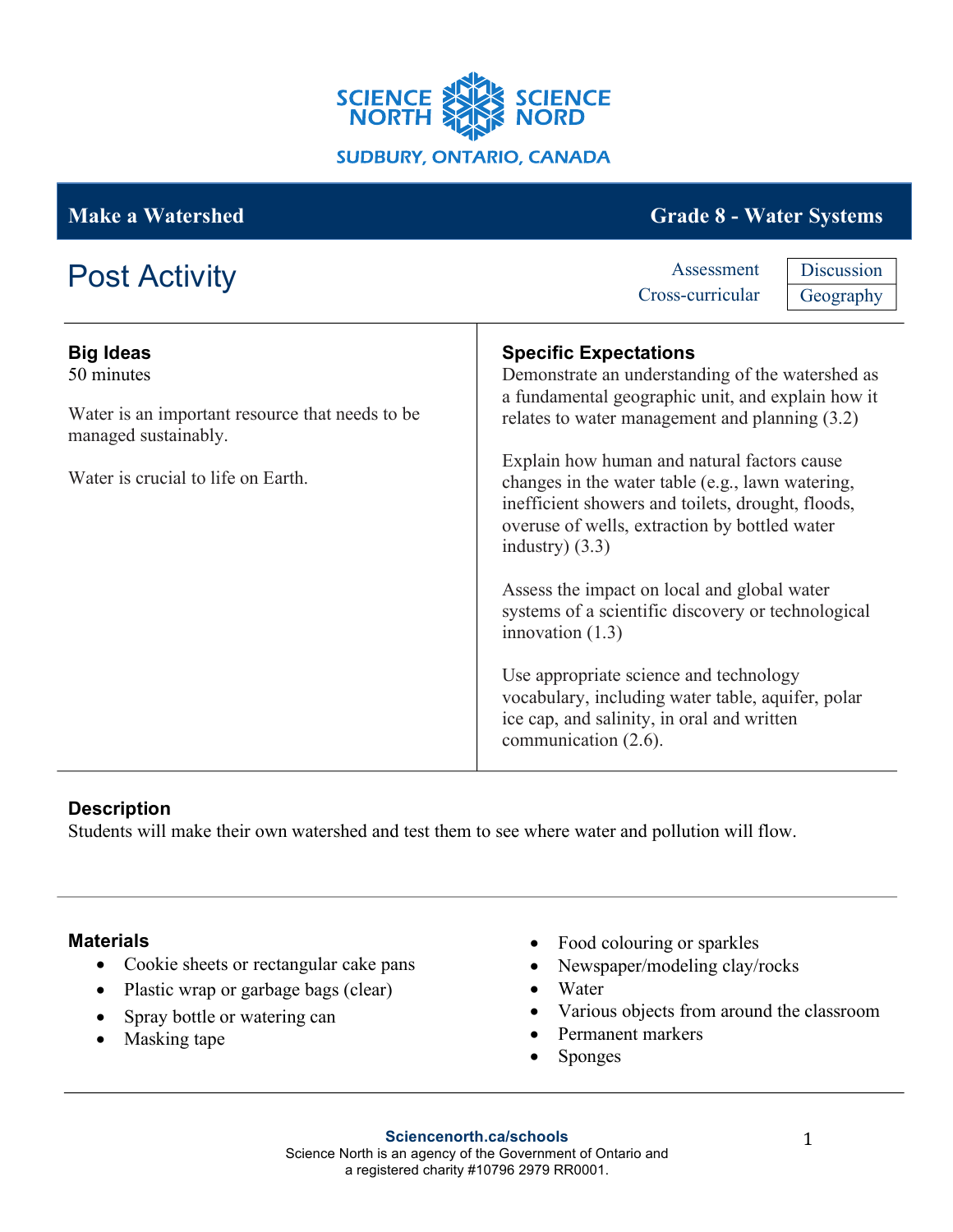SCIENCE NORTH SCIENCE NORD

SUDBURY, ONTARIO, CANADA

## Make a Watershed — Grade 8 - Water Systems

# Post Activity

| Assessment | Discussion |
| --- | --- |
| Cross-curricular | Geography |

### Big Ideas

50 minutes

Water is an important resource that needs to be managed sustainably.

Water is crucial to life on Earth.

### Specific Expectations

Demonstrate an understanding of the watershed as a fundamental geographic unit, and explain how it relates to water management and planning (3.2)

Explain how human and natural factors cause changes in the water table (e.g., lawn watering, inefficient showers and toilets, drought, floods, overuse of wells, extraction by bottled water industry) (3.3)

Assess the impact on local and global water systems of a scientific discovery or technological innovation (1.3)

Use appropriate science and technology vocabulary, including water table, aquifer, polar ice cap, and salinity, in oral and written communication (2.6).

### Description

Students will make their own watershed and test them to see where water and pollution will flow.

### Materials

- Cookie sheets or rectangular cake pans
- Plastic wrap or garbage bags (clear)
- Spray bottle or watering can
- Masking tape
- Food colouring or sparkles
- Newspaper/modeling clay/rocks
- Water
- Various objects from around the classroom
- Permanent markers
- Sponges

**Sciencenorth.ca/schools**
Science North is an agency of the Government of Ontario and a registered charity #10796 2979 RR0001.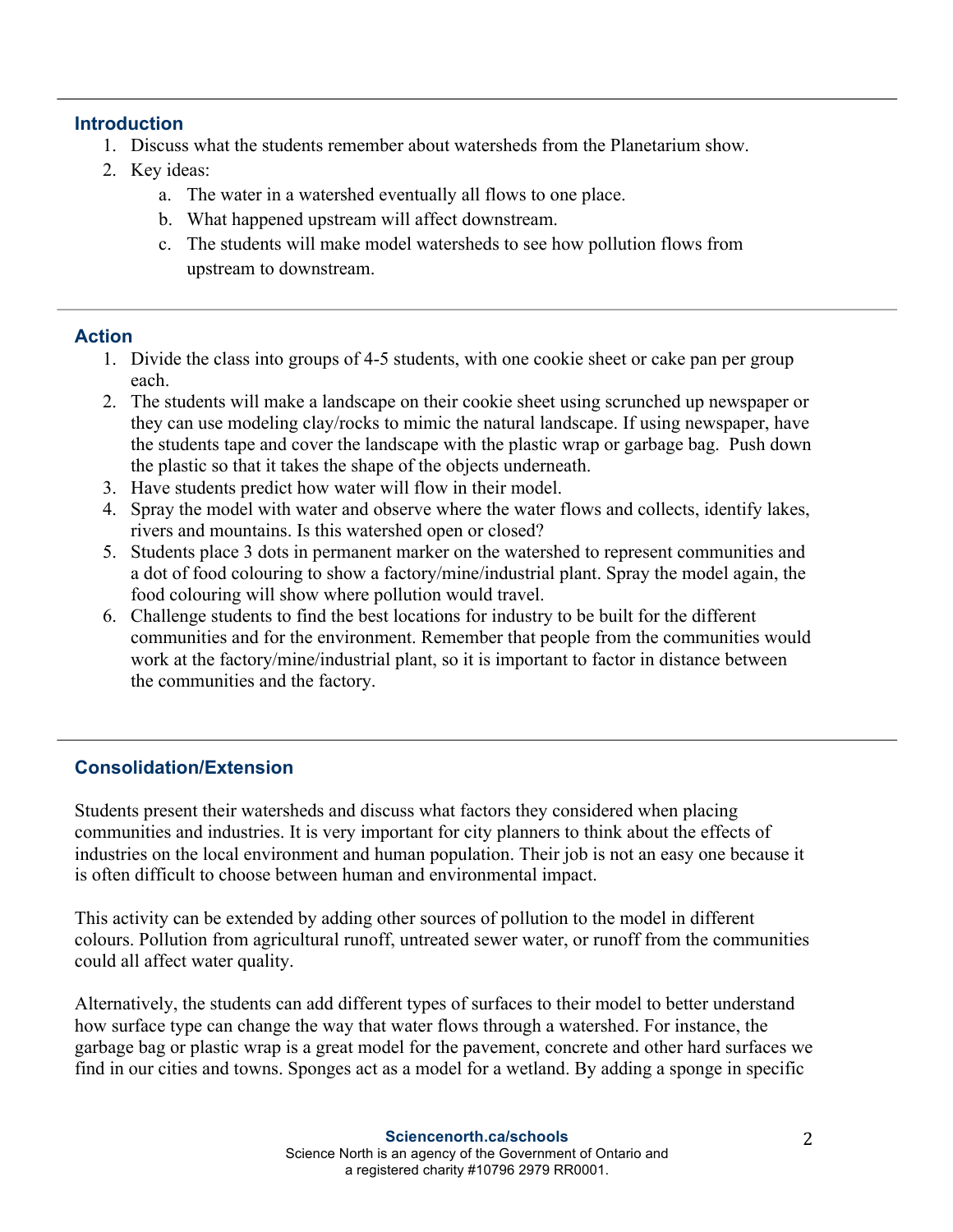## Introduction

1. Discuss what the students remember about watersheds from the Planetarium show.
2. Key ideas:
   a. The water in a watershed eventually all flows to one place.
   b. What happened upstream will affect downstream.
   c. The students will make model watersheds to see how pollution flows from upstream to downstream.

## Action

1. Divide the class into groups of 4-5 students, with one cookie sheet or cake pan per group each.
2. The students will make a landscape on their cookie sheet using scrunched up newspaper or they can use modeling clay/rocks to mimic the natural landscape. If using newspaper, have the students tape and cover the landscape with the plastic wrap or garbage bag. Push down the plastic so that it takes the shape of the objects underneath.
3. Have students predict how water will flow in their model.
4. Spray the model with water and observe where the water flows and collects, identify lakes, rivers and mountains. Is this watershed open or closed?
5. Students place 3 dots in permanent marker on the watershed to represent communities and a dot of food colouring to show a factory/mine/industrial plant. Spray the model again, the food colouring will show where pollution would travel.
6. Challenge students to find the best locations for industry to be built for the different communities and for the environment. Remember that people from the communities would work at the factory/mine/industrial plant, so it is important to factor in distance between the communities and the factory.

## Consolidation/Extension

Students present their watersheds and discuss what factors they considered when placing communities and industries. It is very important for city planners to think about the effects of industries on the local environment and human population. Their job is not an easy one because it is often difficult to choose between human and environmental impact.

This activity can be extended by adding other sources of pollution to the model in different colours. Pollution from agricultural runoff, untreated sewer water, or runoff from the communities could all affect water quality.

Alternatively, the students can add different types of surfaces to their model to better understand how surface type can change the way that water flows through a watershed. For instance, the garbage bag or plastic wrap is a great model for the pavement, concrete and other hard surfaces we find in our cities and towns. Sponges act as a model for a wetland. By adding a sponge in specific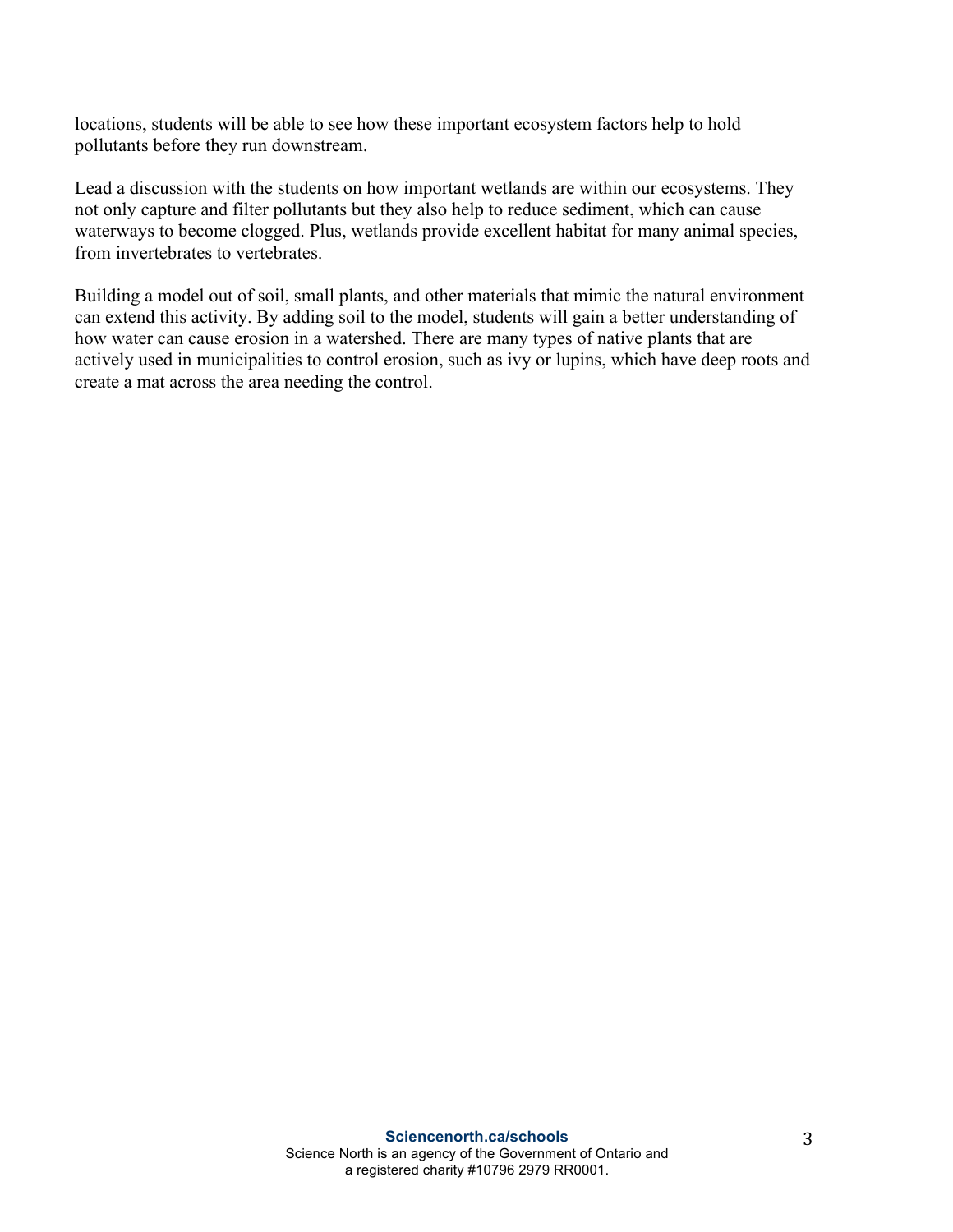locations, students will be able to see how these important ecosystem factors help to hold pollutants before they run downstream.

Lead a discussion with the students on how important wetlands are within our ecosystems. They not only capture and filter pollutants but they also help to reduce sediment, which can cause waterways to become clogged. Plus, wetlands provide excellent habitat for many animal species, from invertebrates to vertebrates.

Building a model out of soil, small plants, and other materials that mimic the natural environment can extend this activity. By adding soil to the model, students will gain a better understanding of how water can cause erosion in a watershed. There are many types of native plants that are actively used in municipalities to control erosion, such as ivy or lupins, which have deep roots and create a mat across the area needing the control.